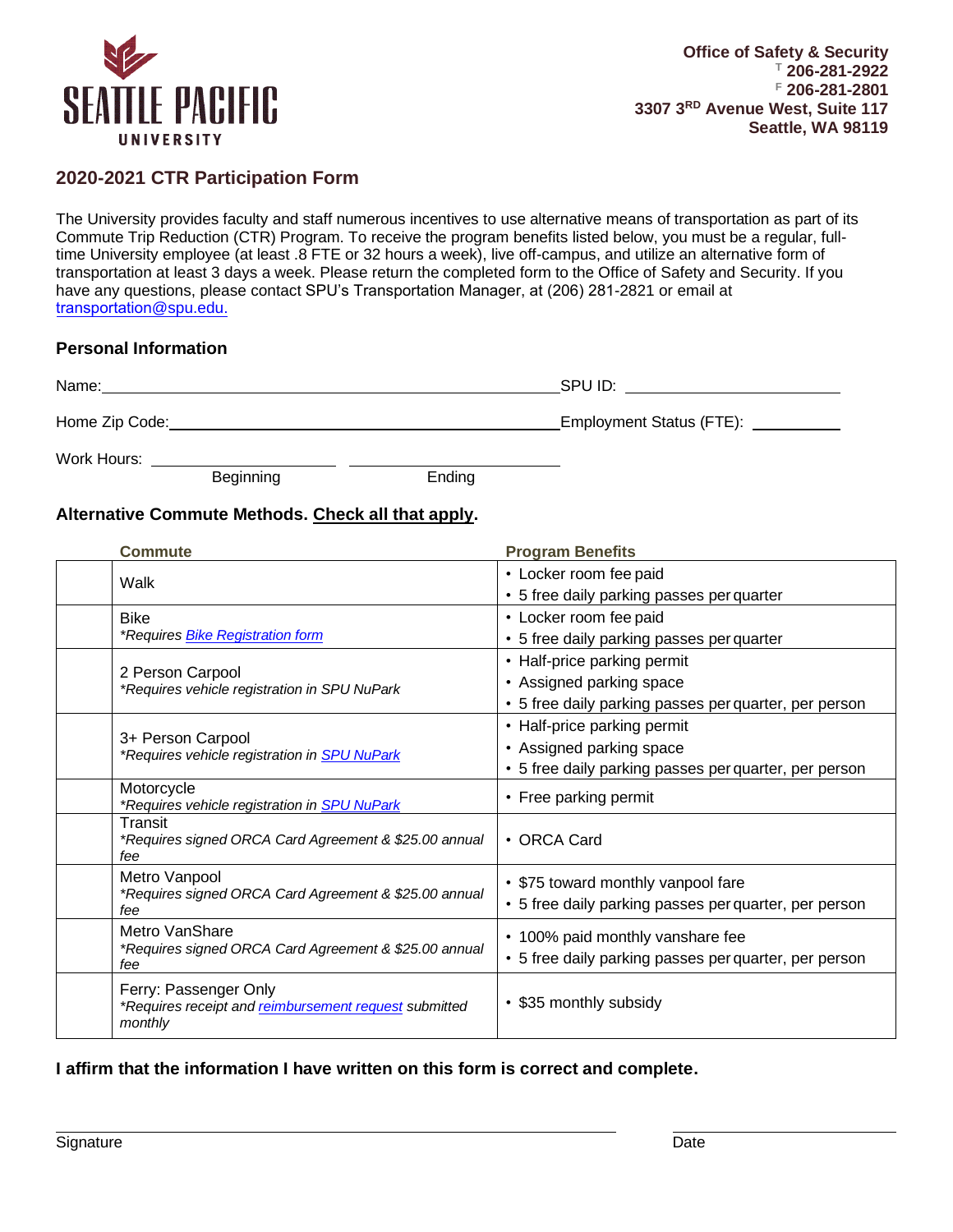SEATTLE PACIFIC UNIVERSITY

**Office of Safety & Security**
**T 206-281-2922**
**F 206-281-2801**
**3307 3RD Avenue West, Suite 117**
**Seattle, WA 98119**

## 2020-2021 CTR Participation Form

The University provides faculty and staff numerous incentives to use alternative means of transportation as part of its Commute Trip Reduction (CTR) Program. To receive the program benefits listed below, you must be a regular, full-time University employee (at least .8 FTE or 32 hours a week), live off-campus, and utilize an alternative form of transportation at least 3 days a week. Please return the completed form to the Office of Safety and Security. If you have any questions, please contact SPU's Transportation Manager, at (206) 281-2821 or email at transportation@spu.edu.

### Personal Information

Name: ______________________________ SPU ID: ______________

Home Zip Code: ______________________________ Employment Status (FTE): __________

Work Hours: ______________ ______________
Beginning Ending

### Alternative Commute Methods. Check all that apply.

| | Commute | Program Benefits |
|---|---|---|
| | Walk | • Locker room fee paid<br>• 5 free daily parking passes per quarter |
| | Bike<br>*\*Requires Bike Registration form* | • Locker room fee paid<br>• 5 free daily parking passes per quarter |
| | 2 Person Carpool<br>*\*Requires vehicle registration in SPU NuPark* | • Half-price parking permit<br>• Assigned parking space<br>• 5 free daily parking passes per quarter, per person |
| | 3+ Person Carpool<br>*\*Requires vehicle registration in SPU NuPark* | • Half-price parking permit<br>• Assigned parking space<br>• 5 free daily parking passes per quarter, per person |
| | Motorcycle<br>*\*Requires vehicle registration in SPU NuPark* | • Free parking permit |
| | Transit<br>*\*Requires signed ORCA Card Agreement & $25.00 annual fee* | • ORCA Card |
| | Metro Vanpool<br>*\*Requires signed ORCA Card Agreement & $25.00 annual fee* | • $75 toward monthly vanpool fare<br>• 5 free daily parking passes per quarter, per person |
| | Metro VanShare<br>*\*Requires signed ORCA Card Agreement & $25.00 annual fee* | • 100% paid monthly vanshare fee<br>• 5 free daily parking passes per quarter, per person |
| | Ferry: Passenger Only<br>*\*Requires receipt and reimbursement request submitted monthly* | • $35 monthly subsidy |

**I affirm that the information I have written on this form is correct and complete.**

______________________________ ______________
Signature Date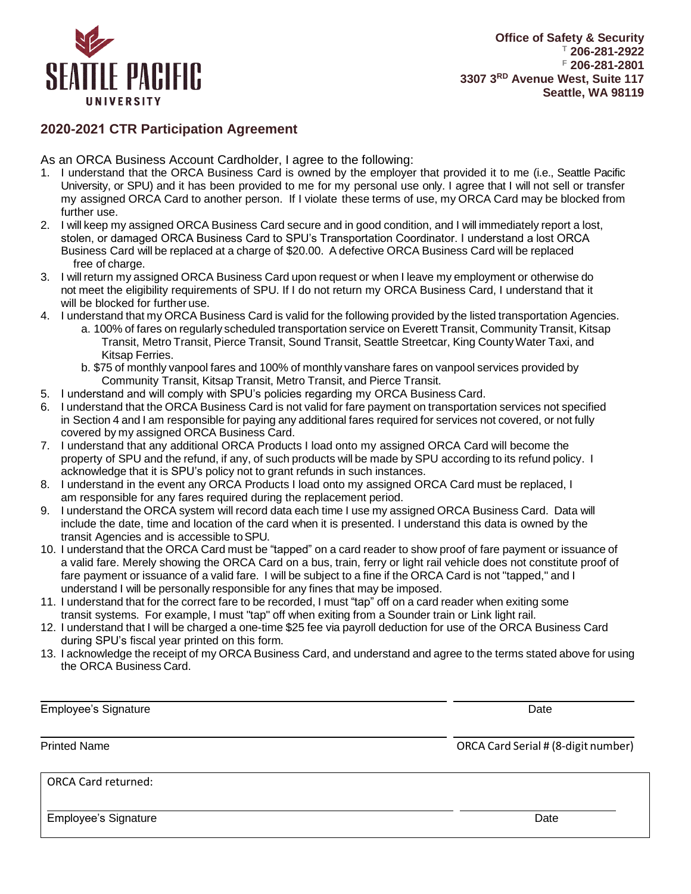SEATTLE PACIFIC UNIVERSITY

**Office of Safety & Security**
**T 206-281-2922**
**F 206-281-2801**
**3307 3RD Avenue West, Suite 117**
**Seattle, WA 98119**

## 2020-2021 CTR Participation Agreement

As an ORCA Business Account Cardholder, I agree to the following:

1. I understand that the ORCA Business Card is owned by the employer that provided it to me (i.e., Seattle Pacific University, or SPU) and it has been provided to me for my personal use only. I agree that I will not sell or transfer my assigned ORCA Card to another person. If I violate these terms of use, my ORCA Card may be blocked from further use.
2. I will keep my assigned ORCA Business Card secure and in good condition, and I will immediately report a lost, stolen, or damaged ORCA Business Card to SPU's Transportation Coordinator. I understand a lost ORCA Business Card will be replaced at a charge of $20.00. A defective ORCA Business Card will be replaced free of charge.
3. I will return my assigned ORCA Business Card upon request or when I leave my employment or otherwise do not meet the eligibility requirements of SPU. If I do not return my ORCA Business Card, I understand that it will be blocked for further use.
4. I understand that my ORCA Business Card is valid for the following provided by the listed transportation Agencies.
   a. 100% of fares on regularly scheduled transportation service on Everett Transit, Community Transit, Kitsap Transit, Metro Transit, Pierce Transit, Sound Transit, Seattle Streetcar, King County Water Taxi, and Kitsap Ferries.
   b. $75 of monthly vanpool fares and 100% of monthly vanshare fares on vanpool services provided by Community Transit, Kitsap Transit, Metro Transit, and Pierce Transit.
5. I understand and will comply with SPU's policies regarding my ORCA Business Card.
6. I understand that the ORCA Business Card is not valid for fare payment on transportation services not specified in Section 4 and I am responsible for paying any additional fares required for services not covered, or not fully covered by my assigned ORCA Business Card.
7. I understand that any additional ORCA Products I load onto my assigned ORCA Card will become the property of SPU and the refund, if any, of such products will be made by SPU according to its refund policy. I acknowledge that it is SPU's policy not to grant refunds in such instances.
8. I understand in the event any ORCA Products I load onto my assigned ORCA Card must be replaced, I am responsible for any fares required during the replacement period.
9. I understand the ORCA system will record data each time I use my assigned ORCA Business Card. Data will include the date, time and location of the card when it is presented. I understand this data is owned by the transit Agencies and is accessible to SPU.
10. I understand that the ORCA Card must be "tapped" on a card reader to show proof of fare payment or issuance of a valid fare. Merely showing the ORCA Card on a bus, train, ferry or light rail vehicle does not constitute proof of fare payment or issuance of a valid fare. I will be subject to a fine if the ORCA Card is not "tapped," and I understand I will be personally responsible for any fines that may be imposed.
11. I understand that for the correct fare to be recorded, I must "tap" off on a card reader when exiting some transit systems. For example, I must "tap" off when exiting from a Sounder train or Link light rail.
12. I understand that I will be charged a one-time $25 fee via payroll deduction for use of the ORCA Business Card during SPU's fiscal year printed on this form.
13. I acknowledge the receipt of my ORCA Business Card, and understand and agree to the terms stated above for using the ORCA Business Card.

Employee's Signature ______________________ Date ______________

Printed Name ______________________ ORCA Card Serial # (8-digit number) ______________

ORCA Card returned:

Employee's Signature ______________________ Date ______________